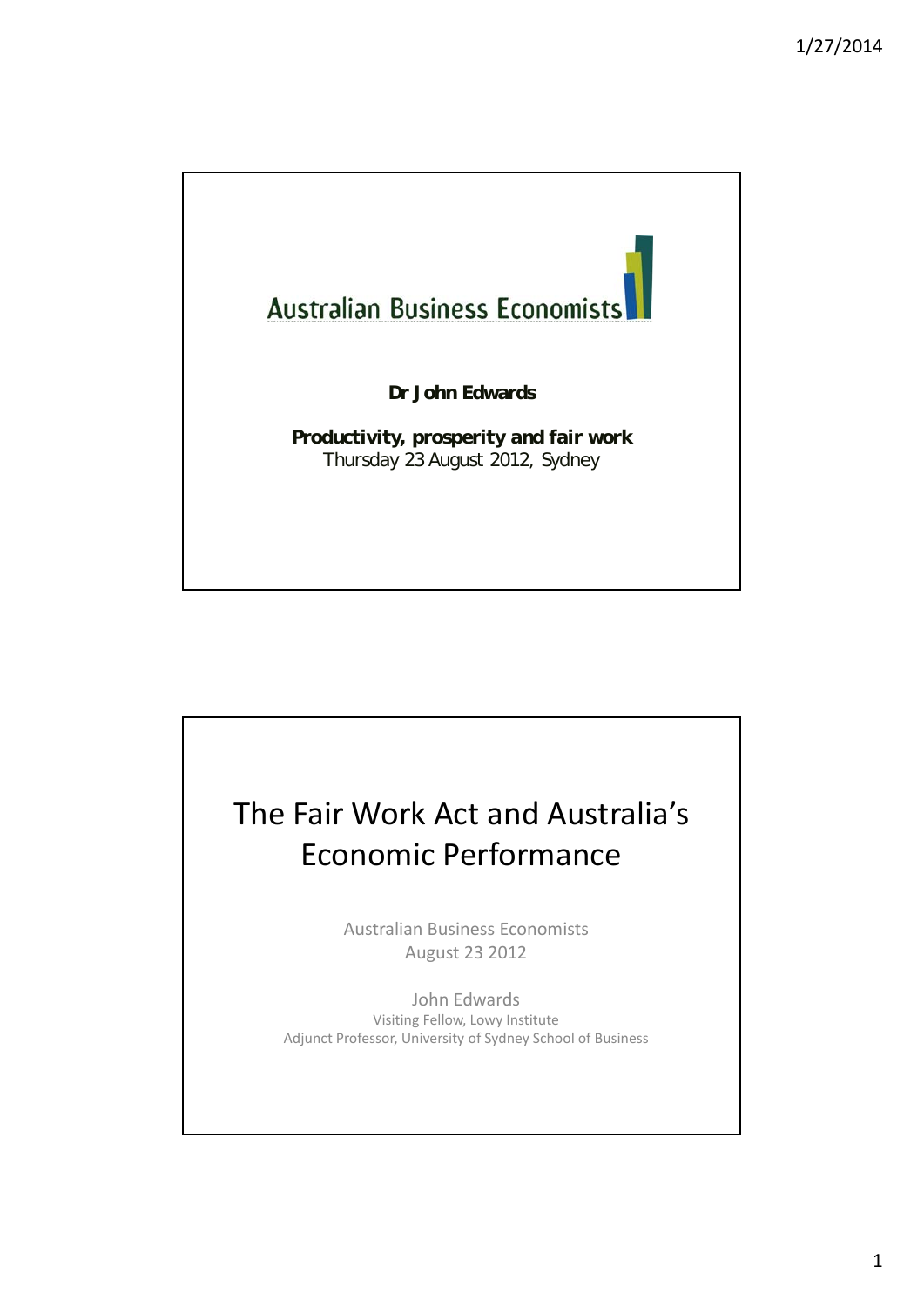Australian Business Economists

**Dr John Edwards**

**Productivity, prosperity and fair work**
Thursday 23 August 2012, Sydney

# The Fair Work Act and Australia's Economic Performance

Australian Business Economists
August 23 2012

John Edwards
Visiting Fellow, Lowy Institute
Adjunct Professor, University of Sydney School of Business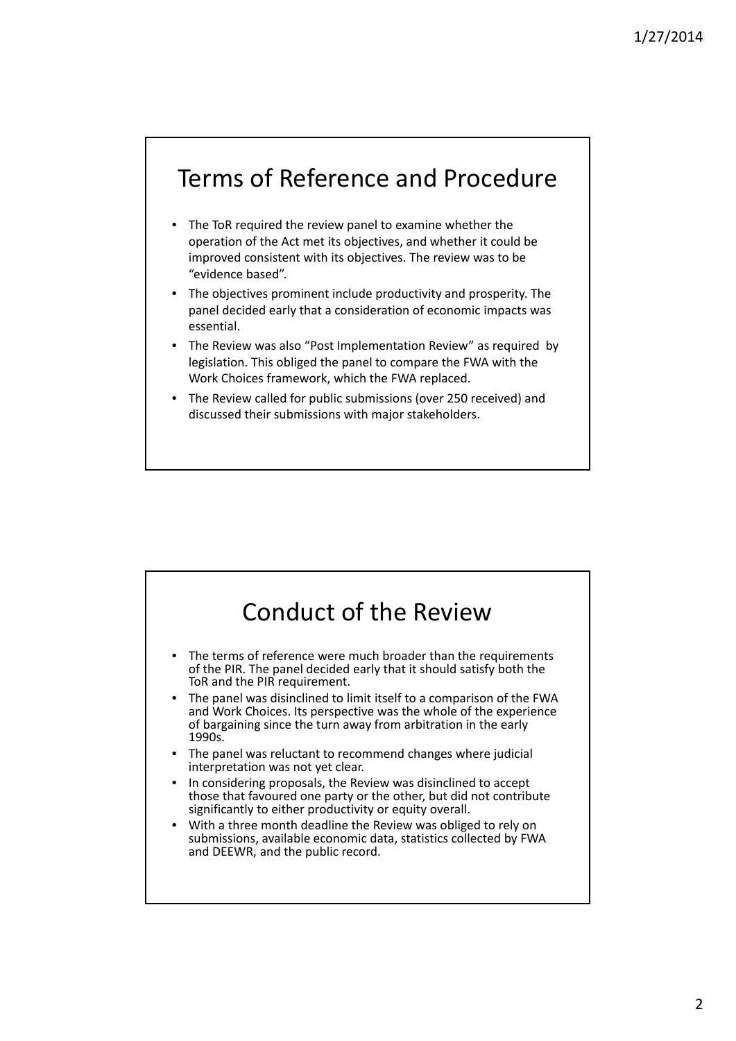## Terms of Reference and Procedure

- The ToR required the review panel to examine whether the operation of the Act met its objectives, and whether it could be improved consistent with its objectives. The review was to be "evidence based".
- The objectives prominent include productivity and prosperity. The panel decided early that a consideration of economic impacts was essential.
- The Review was also "Post Implementation Review" as required by legislation. This obliged the panel to compare the FWA with the Work Choices framework, which the FWA replaced.
- The Review called for public submissions (over 250 received) and discussed their submissions with major stakeholders.

## Conduct of the Review

- The terms of reference were much broader than the requirements of the PIR. The panel decided early that it should satisfy both the ToR and the PIR requirement.
- The panel was disinclined to limit itself to a comparison of the FWA and Work Choices. Its perspective was the whole of the experience of bargaining since the turn away from arbitration in the early 1990s.
- The panel was reluctant to recommend changes where judicial interpretation was not yet clear.
- In considering proposals, the Review was disinclined to accept those that favoured one party or the other, but did not contribute significantly to either productivity or equity overall.
- With a three month deadline the Review was obliged to rely on submissions, available economic data, statistics collected by FWA and DEEWR, and the public record.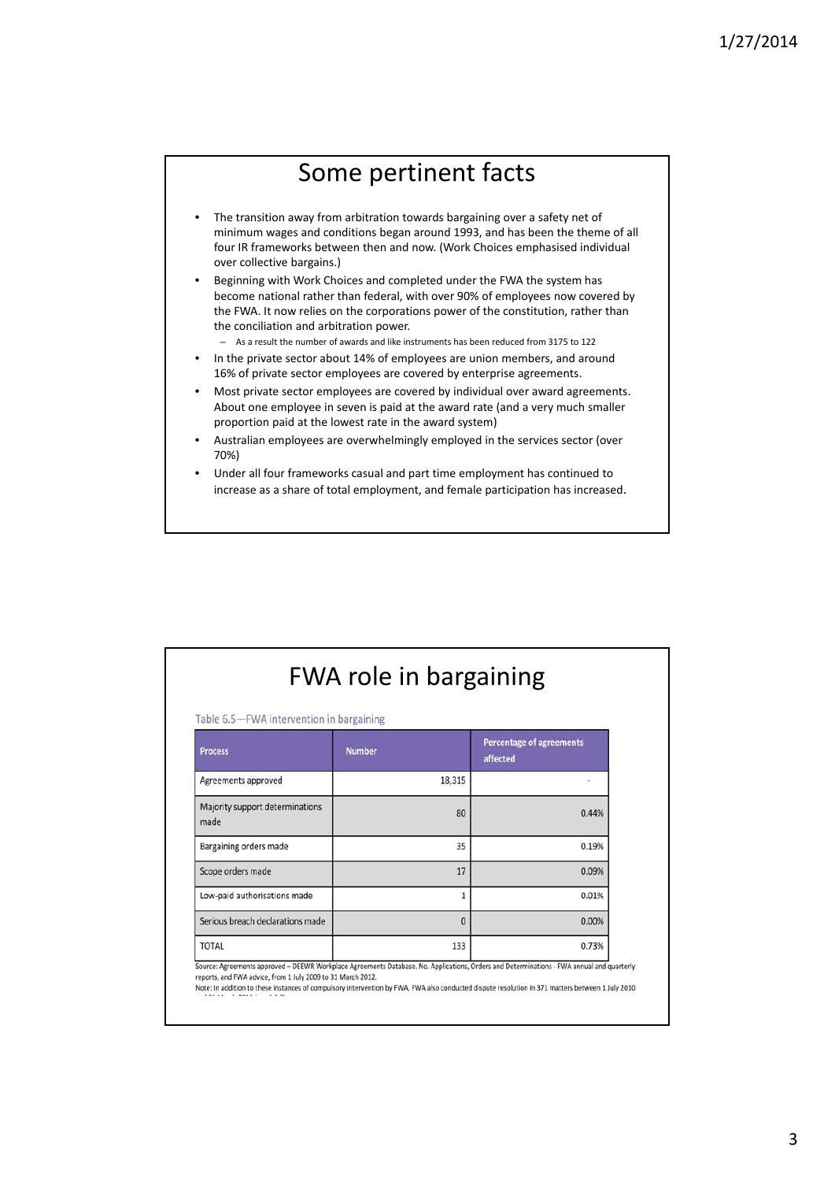# Some pertinent facts

- The transition away from arbitration towards bargaining over a safety net of minimum wages and conditions began around 1993, and has been the theme of all four IR frameworks between then and now. (Work Choices emphasised individual over collective bargains.)
- Beginning with Work Choices and completed under the FWA the system has become national rather than federal, with over 90% of employees now covered by the FWA. It now relies on the corporations power of the constitution, rather than the conciliation and arbitration power.
  - As a result the number of awards and like instruments has been reduced from 3175 to 122
- In the private sector about 14% of employees are union members, and around 16% of private sector employees are covered by enterprise agreements.
- Most private sector employees are covered by individual over award agreements. About one employee in seven is paid at the award rate (and a very much smaller proportion paid at the lowest rate in the award system)
- Australian employees are overwhelmingly employed in the services sector (over 70%)
- Under all four frameworks casual and part time employment has continued to increase as a share of total employment, and female participation has increased.

# FWA role in bargaining

Table 6.5—FWA intervention in bargaining

| Process | Number | Percentage of agreements affected |
|---|---|---|
| Agreements approved | 18,315 | - |
| Majority support determinations made | 80 | 0.44% |
| Bargaining orders made | 35 | 0.19% |
| Scope orders made | 17 | 0.09% |
| Low-paid authorisations made | 1 | 0.01% |
| Serious breach declarations made | 0 | 0.00% |
| TOTAL | 133 | 0.73% |

Source: Agreements approved – DEEWR Workplace Agreements Database. No. Applications, Orders and Determinations - FWA annual and quarterly reports, and FWA advice, from 1 July 2009 to 31 March 2012.

Note: In addition to these instances of compulsory intervention by FWA, FWA also conducted dispute resolution in 371 matters between 1 July 2010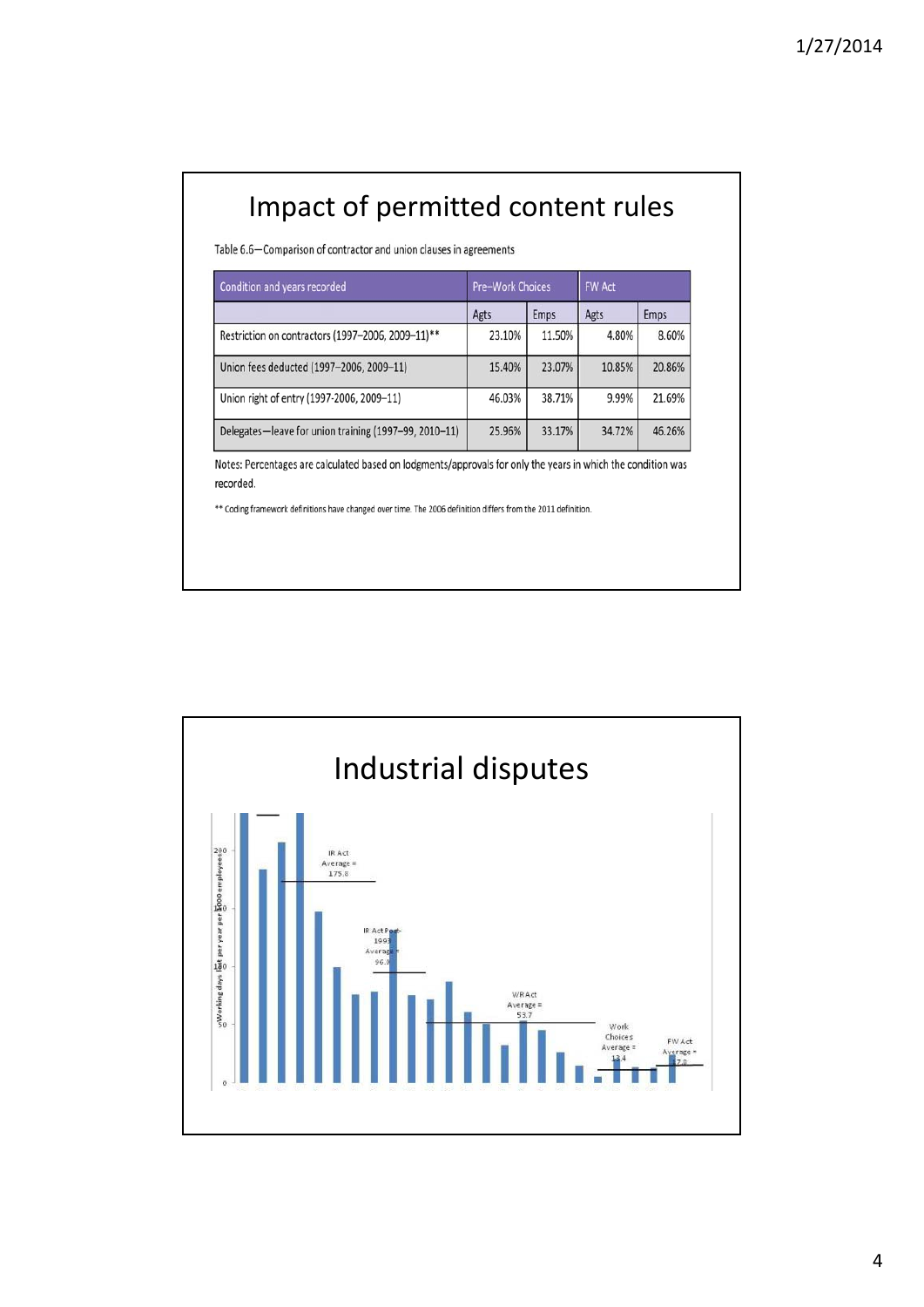# Impact of permitted content rules

Table 6.6—Comparison of contractor and union clauses in agreements

| Condition and years recorded | Pre–Work Choices | | FW Act | |
|---|---|---|---|---|
| | Agts | Emps | Agts | Emps |
| Restriction on contractors (1997–2006, 2009–11)** | 23.10% | 11.50% | 4.80% | 8.60% |
| Union fees deducted (1997–2006, 2009–11) | 15.40% | 23.07% | 10.85% | 20.86% |
| Union right of entry (1997-2006, 2009–11) | 46.03% | 38.71% | 9.99% | 21.69% |
| Delegates—leave for union training (1997–99, 2010–11) | 25.96% | 33.17% | 34.72% | 46.26% |

Notes: Percentages are calculated based on lodgments/approvals for only the years in which the condition was recorded.

** Coding framework definitions have changed over time. The 2006 definition differs from the 2011 definition.

# Industrial disputes

Working days lost per year per 1000 employees

IR Act Average = 175.8

IR Act Post-1993 Average = 96.0

WRAct Average = 53.7

Work Choices Average = 13.4

FW Act Average = 17.8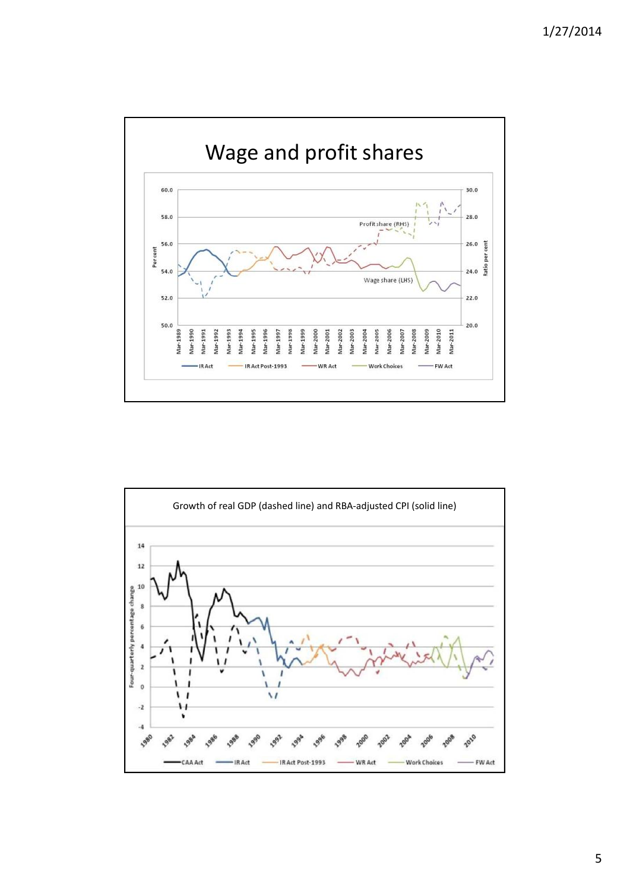## Wage and profit shares

Per cent (LHS): 60.0, 58.0, 56.0, 54.0, 52.0, 50.0

Ratio per cent (RHS): 30.0, 28.0, 26.0, 24.0, 22.0, 20.0

Profit share (RHS)

Wage share (LHS)

Mar-1989, Mar-1990, Mar-1991, Mar-1992, Mar-1993, Mar-1994, Mar-1995, Mar-1996, Mar-1997, Mar-1998, Mar-1999, Mar-2000, Mar-2001, Mar-2002, Mar-2003, Mar-2004, Mar-2005, Mar-2006, Mar-2007, Mar-2008, Mar-2009, Mar-2010, Mar-2011

IR Act — IR Act Post-1993 — WR Act — Work Choices — FW Act

Growth of real GDP (dashed line) and RBA-adjusted CPI (solid line)

Four-quarterly percentage change: 14, 12, 10, 8, 6, 4, 2, 0, -2, -4

1980, 1982, 1984, 1986, 1988, 1990, 1992, 1994, 1996, 1998, 2000, 2002, 2004, 2006, 2008, 2010

CAA Act — IR Act — IR Act Post-1993 — WR Act — Work Choices — FW Act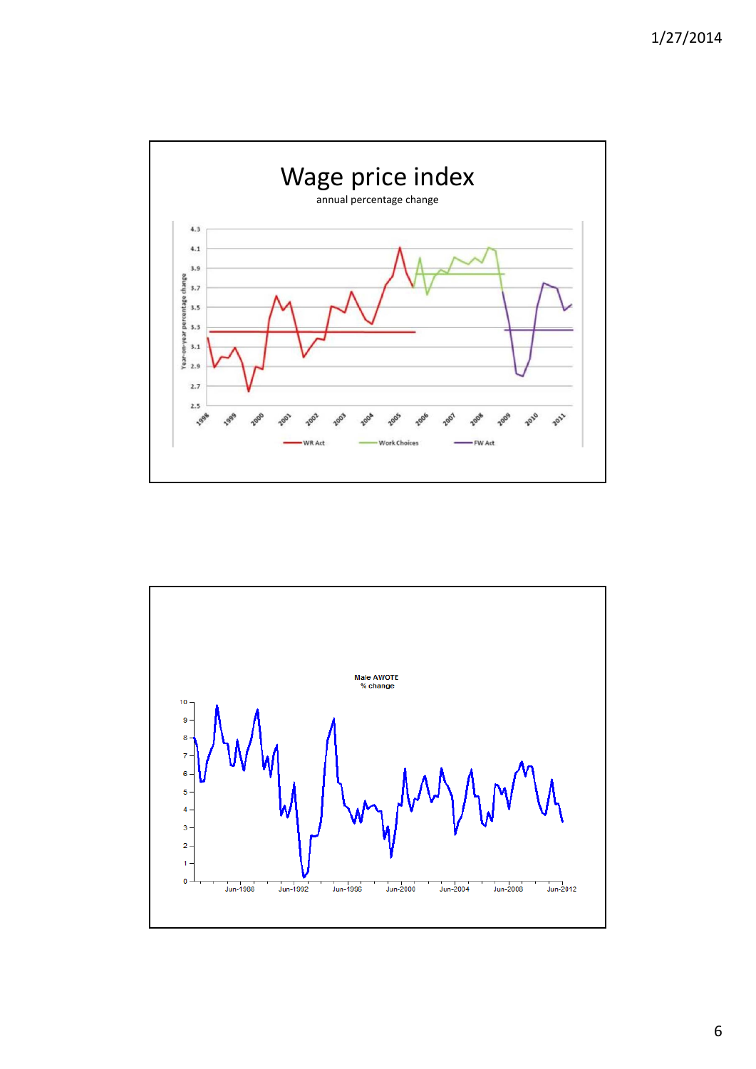# Wage price index

annual percentage change

Year-on-year percentage change

4.3, 4.1, 3.9, 3.7, 3.5, 3.3, 3.1, 2.9, 2.7, 2.5

1998, 1999, 2000, 2001, 2002, 2003, 2004, 2005, 2006, 2007, 2008, 2009, 2010, 2011

WR Act — Work Choices — FW Act

Male AWOTE
% change

10, 9, 8, 7, 6, 5, 4, 3, 2, 1, 0

Jun-1988, Jun-1992, Jun-1996, Jun-2000, Jun-2004, Jun-2008, Jun-2012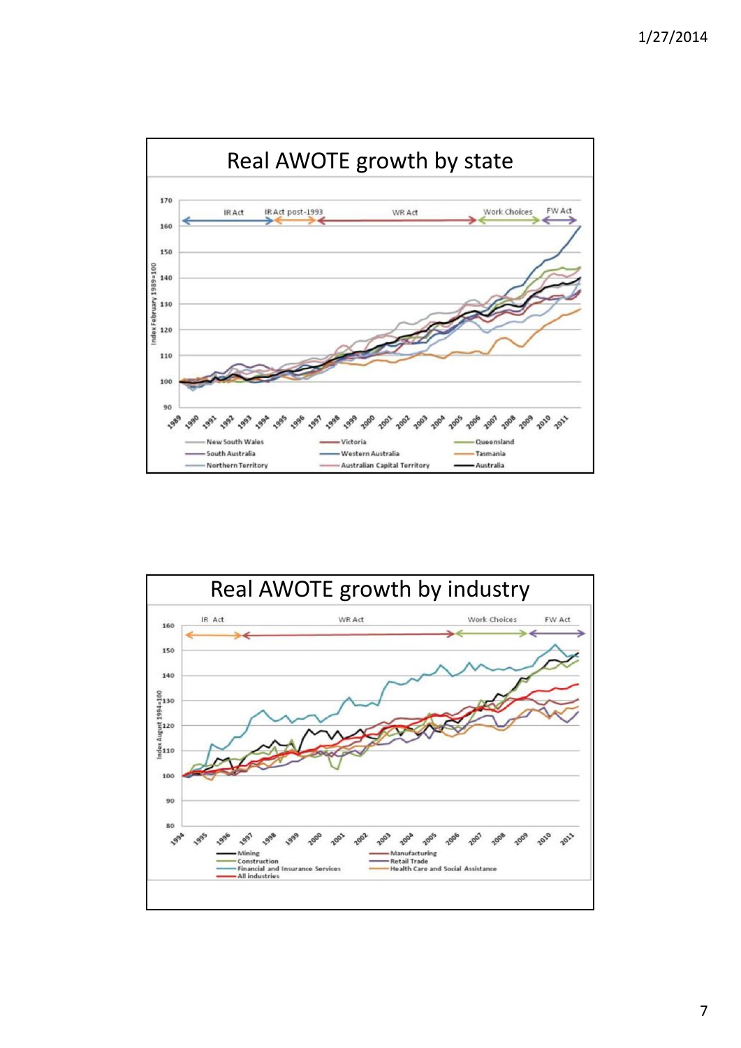## Real AWOTE growth by state

IR Act | IR Act post-1993 | WR Act | Work Choices | FW Act

Index February 1989=100

170, 160, 150, 140, 130, 120, 110, 100, 90

1989, 1990, 1991, 1992, 1993, 1994, 1995, 1996, 1997, 1998, 1999, 2000, 2001, 2002, 2003, 2004, 2005, 2006, 2007, 2008, 2009, 2010, 2011

- New South Wales
- Victoria
- Queensland
- South Australia
- Western Australia
- Tasmania
- Northern Territory
- Australian Capital Territory
- Australia

## Real AWOTE growth by industry

IR Act | WR Act | Work Choices | FW Act

Index August 1994=100

160, 150, 140, 130, 120, 110, 100, 90, 80

1994, 1995, 1996, 1997, 1998, 1999, 2000, 2001, 2002, 2003, 2004, 2005, 2006, 2007, 2008, 2009, 2010, 2011

- Mining
- Manufacturing
- Construction
- Retail Trade
- Financial and Insurance Services
- Health Care and Social Assistance
- All industries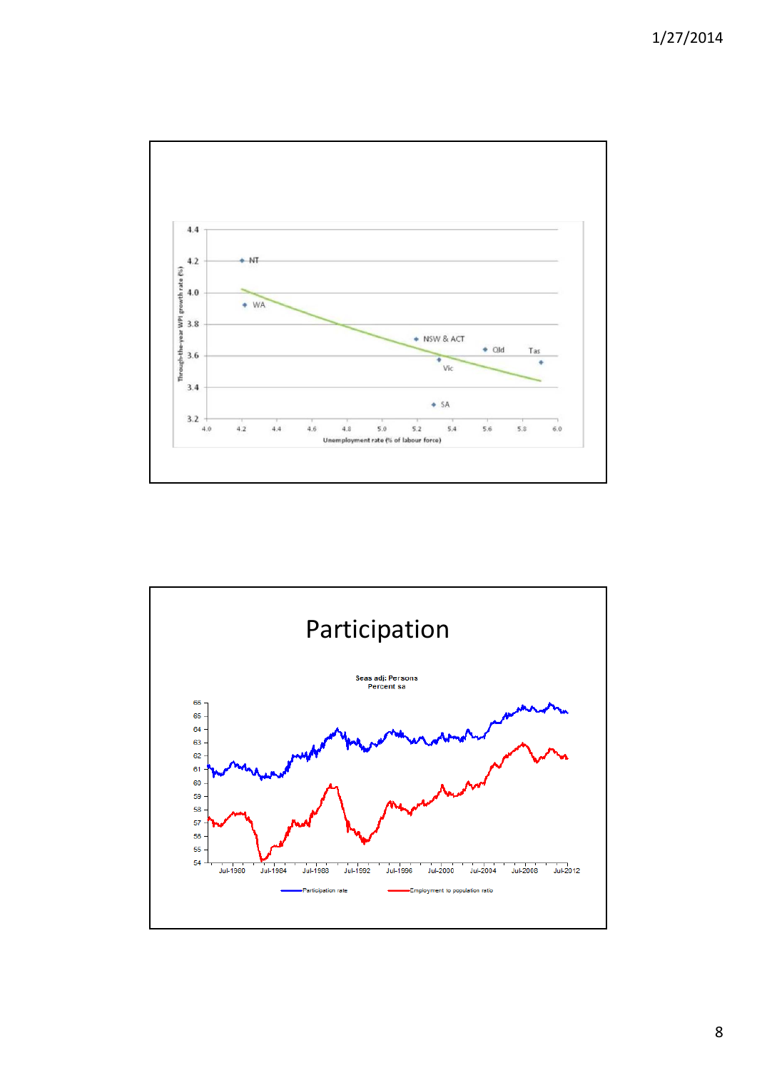Through-the-year WPI growth rate (%)

Unemployment rate (% of labour force)

NT, WA, NSW & ACT, Vic, Qld, Tas, SA

# Participation

Seas adj: Persons
Percent sa

Participation rate

Employment to population ratio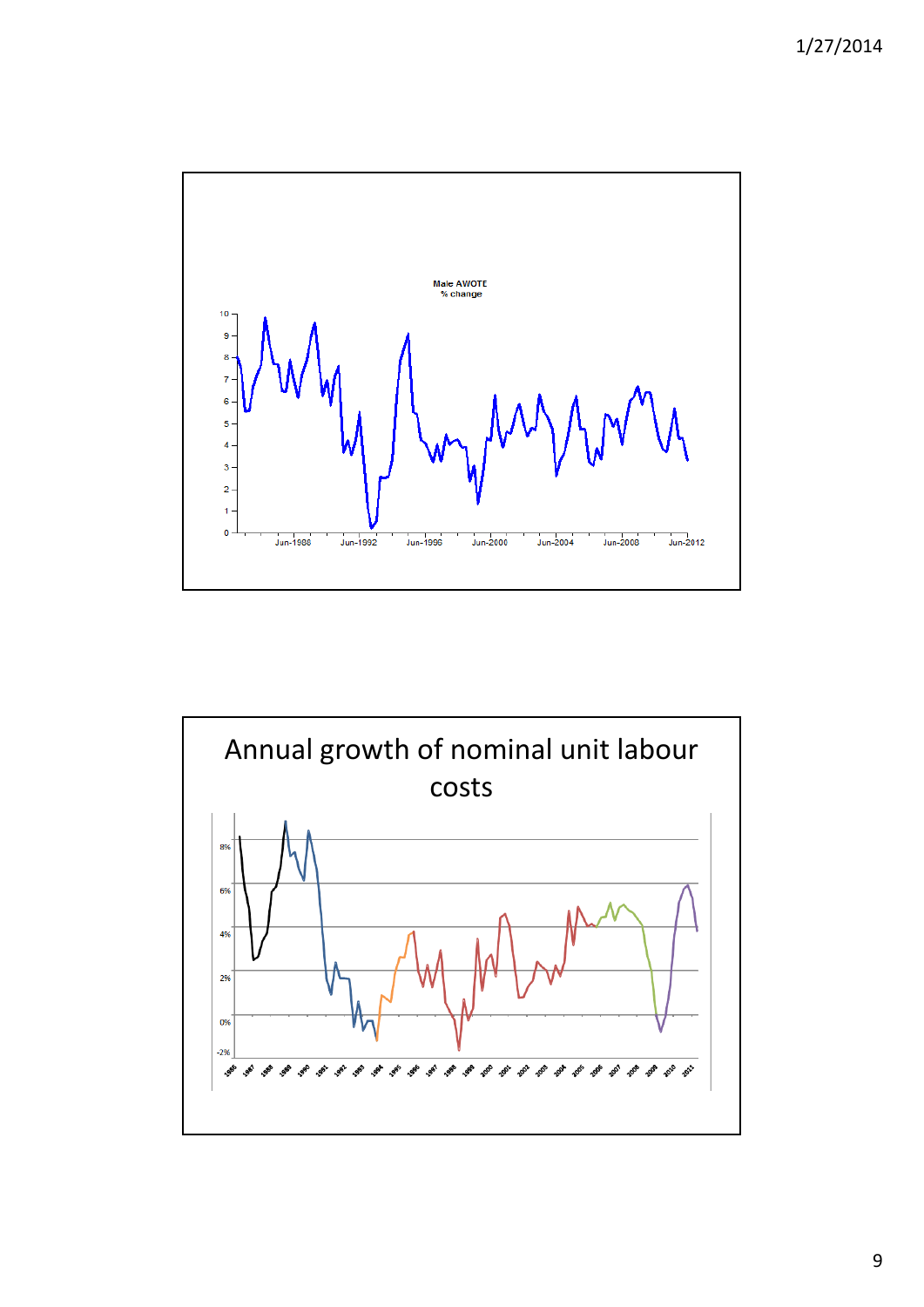Male AWOTE
% change

# Annual growth of nominal unit labour costs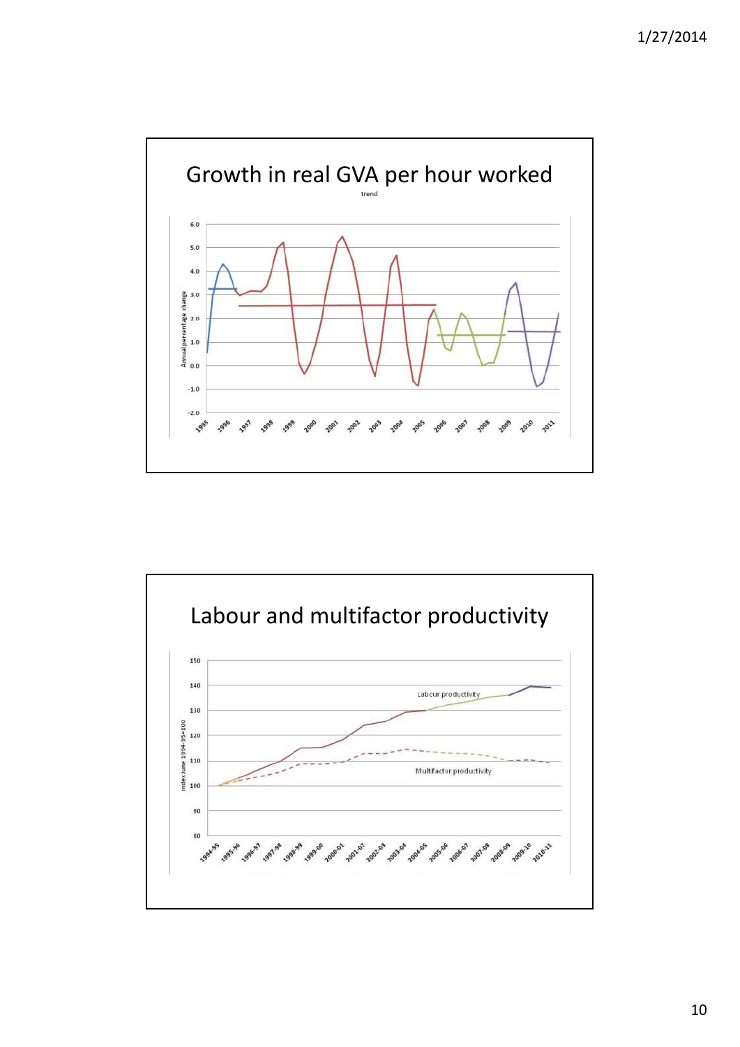# Growth in real GVA per hour worked

trend

# Labour and multifactor productivity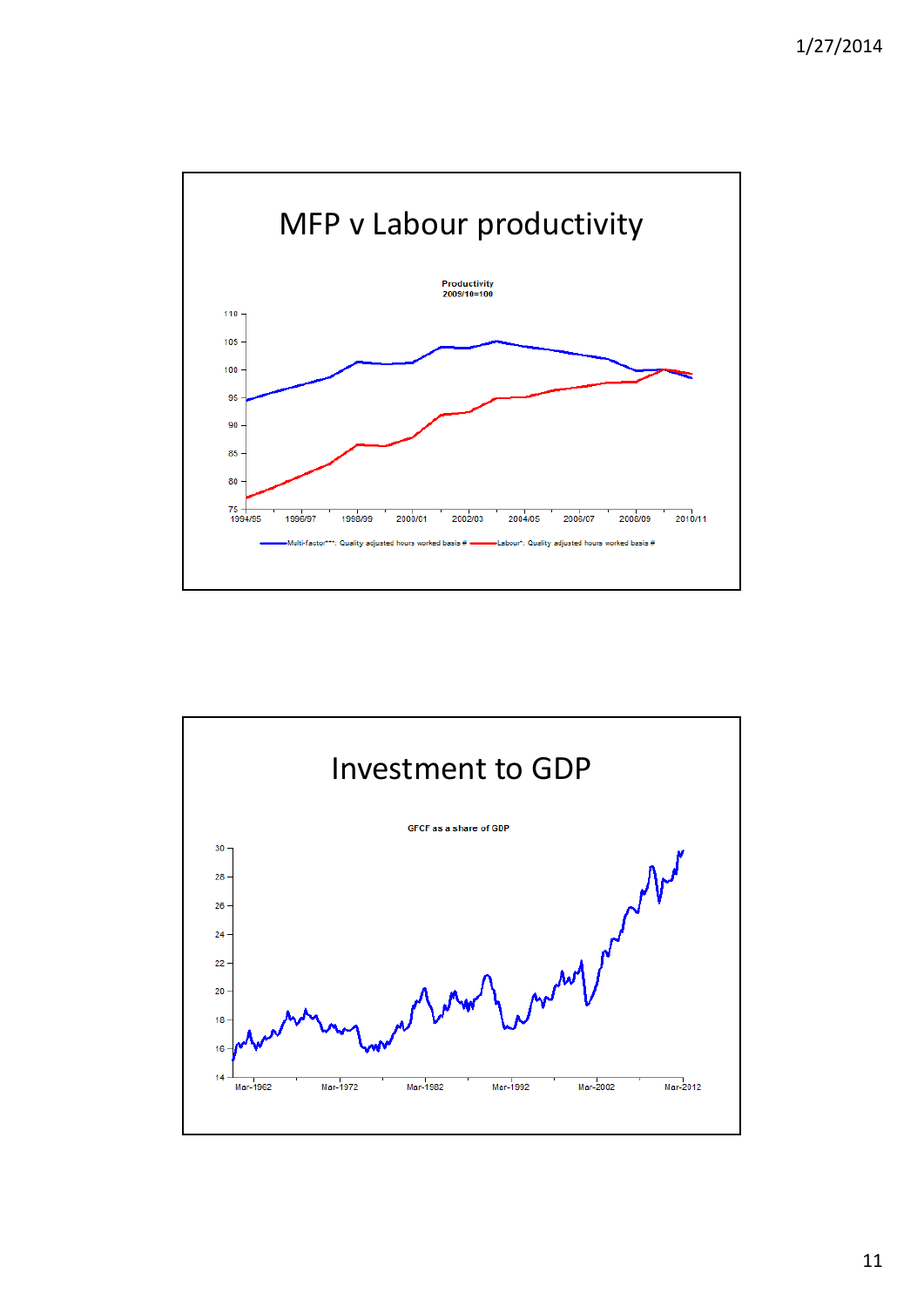# MFP v Labour productivity

Productivity
2009/10=100

110
105
100
95
90
85
80
75

1994/95 1996/97 1998/99 2000/01 2002/03 2004/05 2006/07 2008/09 2010/11

Multi-factor***: Quality adjusted hours worked basis # — Labour*: Quality adjusted hours worked basis #

# Investment to GDP

GFCF as a share of GDP

30
28
26
24
22
20
18
16
14

Mar-1962 Mar-1972 Mar-1982 Mar-1992 Mar-2002 Mar-2012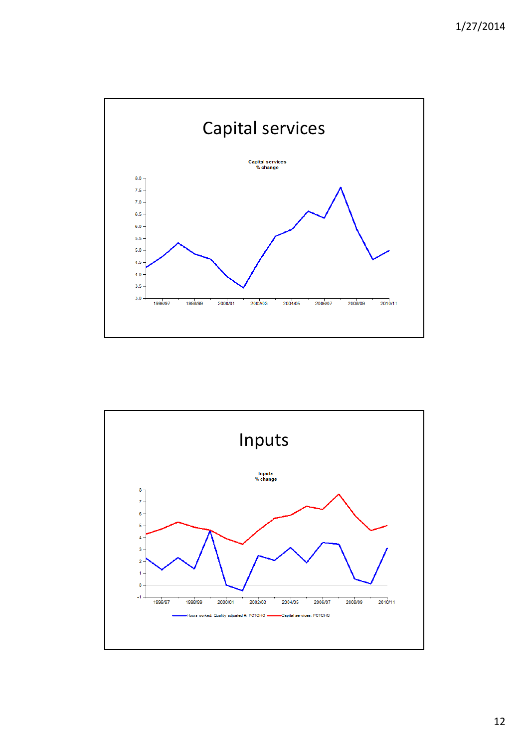# Capital services

Capital services
% change

# Inputs

Inputs
% change

Hours worked: Quality adjusted #: PCTCHG — Capital services: PCTCHG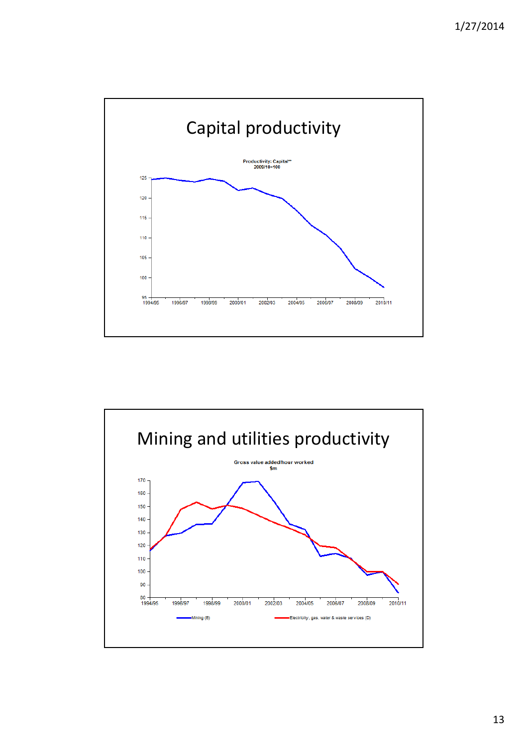# Capital productivity

Productivity: Capital**
2009/10=100

# Mining and utilities productivity

Gross value added/hour worked
$m

Mining (B)

Electricity, gas, water & waste services (D)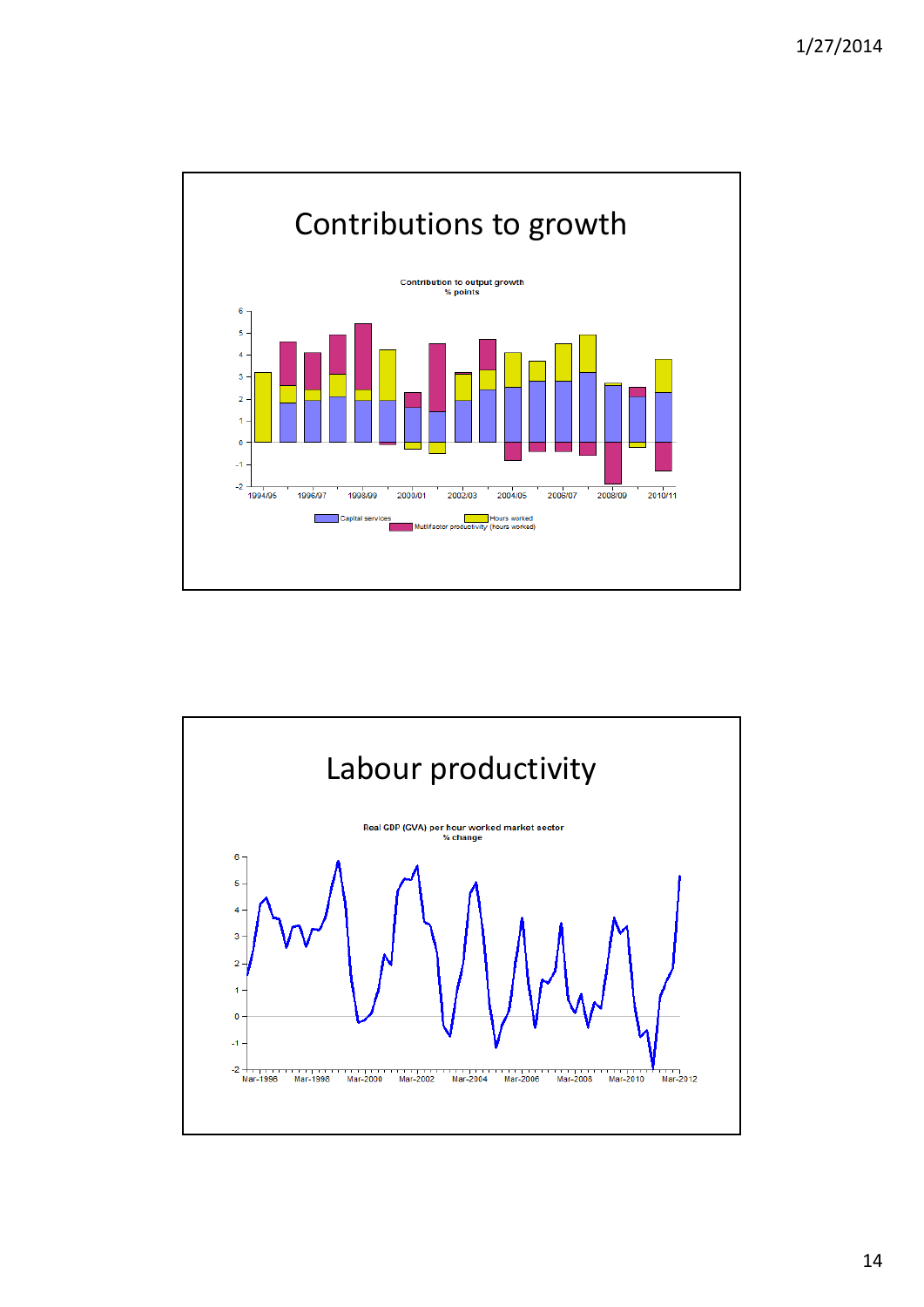# Contributions to growth

Contribution to output growth
% points

Capital services | Hours worked | Mutlifactor productivity (hours worked)

# Labour productivity

Real GDP (GVA) per hour worked market sector
% change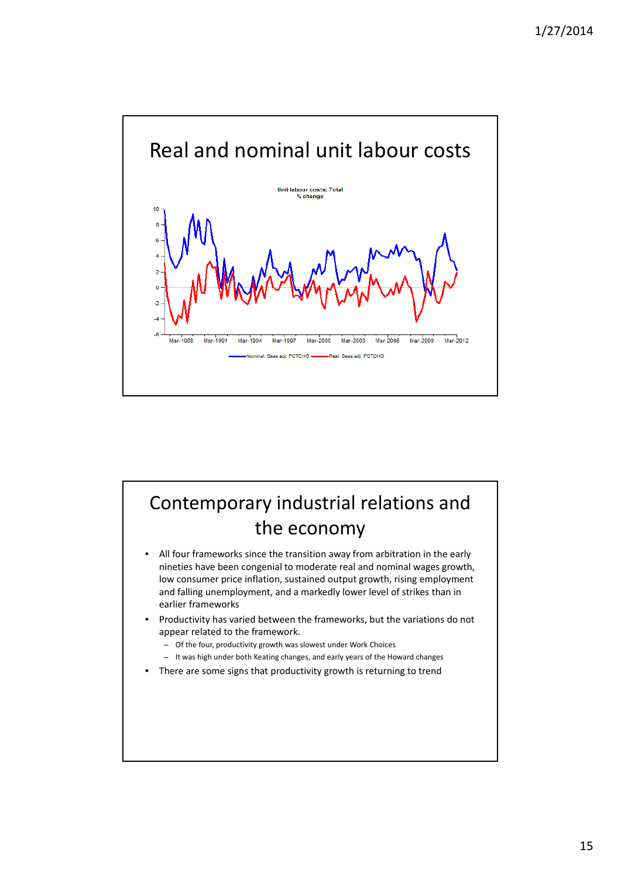## Real and nominal unit labour costs

Unit labour costs: Total
% change

Nominal: Seas adj: PCTCHG — Real: Seas adj: PCTCHG

## Contemporary industrial relations and the economy

- All four frameworks since the transition away from arbitration in the early nineties have been congenial to moderate real and nominal wages growth, low consumer price inflation, sustained output growth, rising employment and falling unemployment, and a markedly lower level of strikes than in earlier frameworks
- Productivity has varied between the frameworks, but the variations do not appear related to the framework.
  - Of the four, productivity growth was slowest under Work Choices
  - It was high under both Keating changes, and early years of the Howard changes
- There are some signs that productivity growth is returning to trend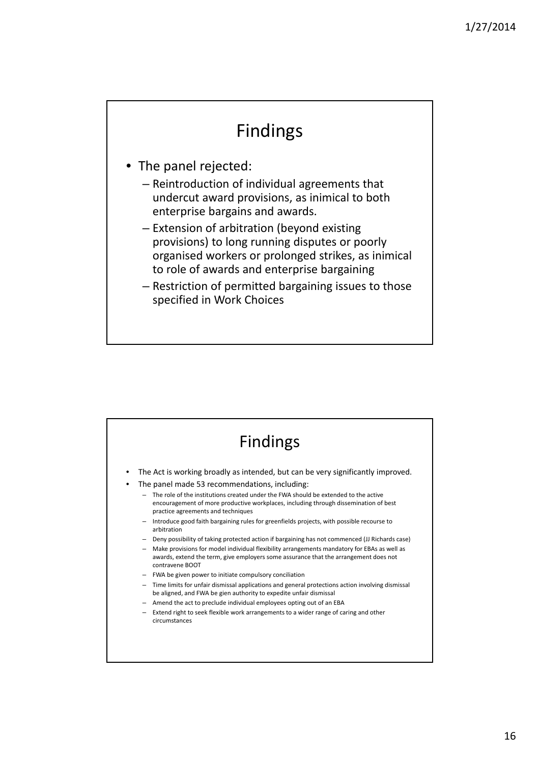## Findings

- The panel rejected:
  - Reintroduction of individual agreements that undercut award provisions, as inimical to both enterprise bargains and awards.
  - Extension of arbitration (beyond existing provisions) to long running disputes or poorly organised workers or prolonged strikes, as inimical to role of awards and enterprise bargaining
  - Restriction of permitted bargaining issues to those specified in Work Choices

## Findings

- The Act is working broadly as intended, but can be very significantly improved.
- The panel made 53 recommendations, including:
  - The role of the institutions created under the FWA should be extended to the active encouragement of more productive workplaces, including through dissemination of best practice agreements and techniques
  - Introduce good faith bargaining rules for greenfields projects, with possible recourse to arbitration
  - Deny possibility of taking protected action if bargaining has not commenced (JJ Richards case)
  - Make provisions for model individual flexibility arrangements mandatory for EBAs as well as awards, extend the term, give employers some assurance that the arrangement does not contravene BOOT
  - FWA be given power to initiate compulsory conciliation
  - Time limits for unfair dismissal applications and general protections action involving dismissal be aligned, and FWA be gien authority to expedite unfair dismissal
  - Amend the act to preclude individual employees opting out of an EBA
  - Extend right to seek flexible work arrangements to a wider range of caring and other circumstances